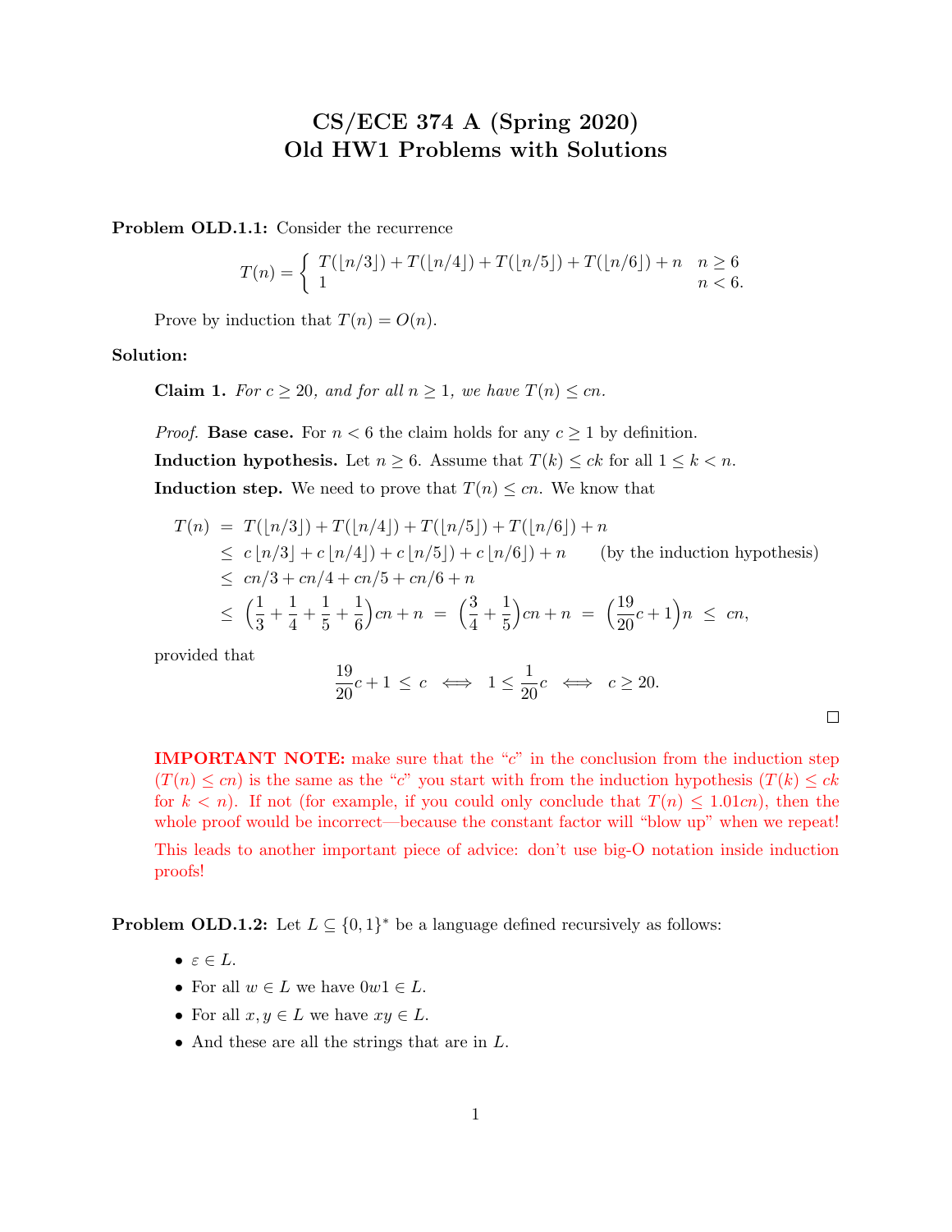# CS/ECE 374 A (Spring 2020)
# Old HW1 Problems with Solutions

**Problem OLD.1.1:** Consider the recurrence

$$T(n) = \begin{cases} T(\lfloor n/3 \rfloor) + T(\lfloor n/4 \rfloor) + T(\lfloor n/5 \rfloor) + T(\lfloor n/6 \rfloor) + n & n \geq 6 \\ 1 & n < 6. \end{cases}$$

Prove by induction that $T(n) = O(n)$.

**Solution:**

**Claim 1.** *For $c \geq 20$, and for all $n \geq 1$, we have $T(n) \leq cn$.*

*Proof.* **Base case.** For $n < 6$ the claim holds for any $c \geq 1$ by definition.

**Induction hypothesis.** Let $n \geq 6$. Assume that $T(k) \leq ck$ for all $1 \leq k < n$.

**Induction step.** We need to prove that $T(n) \leq cn$. We know that

$$\begin{aligned}
T(n) &= T(\lfloor n/3 \rfloor) + T(\lfloor n/4 \rfloor) + T(\lfloor n/5 \rfloor) + T(\lfloor n/6 \rfloor) + n \\
&\leq c\lfloor n/3 \rfloor + c\lfloor n/4 \rfloor) + c\lfloor n/5 \rfloor) + c\lfloor n/6 \rfloor) + n \qquad \text{(by the induction hypothesis)} \\
&\leq cn/3 + cn/4 + cn/5 + cn/6 + n \\
&\leq \left(\frac{1}{3} + \frac{1}{4} + \frac{1}{5} + \frac{1}{6}\right)cn + n \;=\; \left(\frac{3}{4} + \frac{1}{5}\right)cn + n \;=\; \left(\frac{19}{20}c + 1\right)n \;\leq\; cn,
\end{aligned}$$

provided that

$$\frac{19}{20}c + 1 \leq c \iff 1 \leq \frac{1}{20}c \iff c \geq 20.$$

□

**IMPORTANT NOTE:** make sure that the "$c$" in the conclusion from the induction step ($T(n) \leq cn$) is the same as the "$c$" you start with from the induction hypothesis ($T(k) \leq ck$ for $k < n$). If not (for example, if you could only conclude that $T(n) \leq 1.01cn$), then the whole proof would be incorrect—because the constant factor will "blow up" when we repeat!

This leads to another important piece of advice: don't use big-O notation inside induction proofs!

**Problem OLD.1.2:** Let $L \subseteq \{0,1\}^*$ be a language defined recursively as follows:

- $\varepsilon \in L$.
- For all $w \in L$ we have $0w1 \in L$.
- For all $x, y \in L$ we have $xy \in L$.
- And these are all the strings that are in $L$.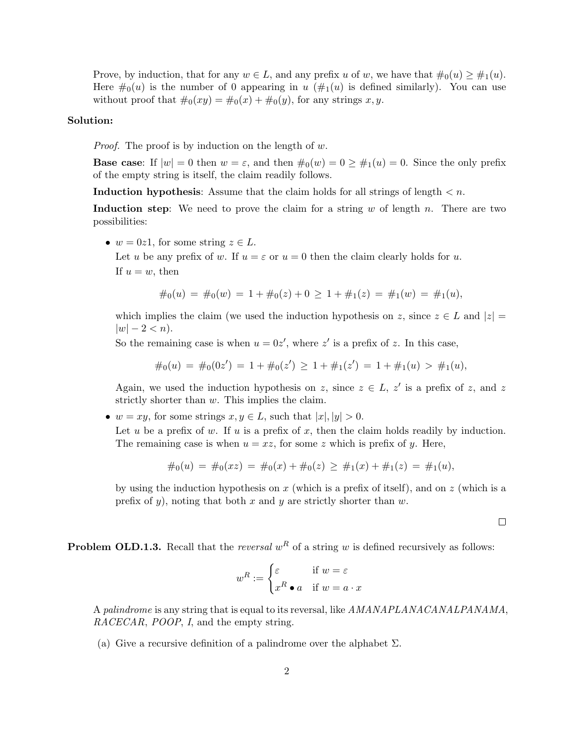Prove, by induction, that for any $w \in L$, and any prefix $u$ of $w$, we have that $\#_0(u) \geq \#_1(u)$. Here $\#_0(u)$ is the number of 0 appearing in $u$ ($\#_1(u)$ is defined similarly). You can use without proof that $\#_0(xy) = \#_0(x) + \#_0(y)$, for any strings $x, y$.

**Solution:**

*Proof.* The proof is by induction on the length of $w$.

**Base case**: If $|w| = 0$ then $w = \varepsilon$, and then $\#_0(w) = 0 \geq \#_1(u) = 0$. Since the only prefix of the empty string is itself, the claim readily follows.

**Induction hypothesis**: Assume that the claim holds for all strings of length $< n$.

**Induction step**: We need to prove the claim for a string $w$ of length $n$. There are two possibilities:

- $w = 0z1$, for some string $z \in L$.

  Let $u$ be any prefix of $w$. If $u = \varepsilon$ or $u = 0$ then the claim clearly holds for $u$.

  If $u = w$, then

  $$\#_0(u) = \#_0(w) = 1 + \#_0(z) + 0 \geq 1 + \#_1(z) = \#_1(w) = \#_1(u),$$

  which implies the claim (we used the induction hypothesis on $z$, since $z \in L$ and $|z| = |w| - 2 < n$).

  So the remaining case is when $u = 0z'$, where $z'$ is a prefix of $z$. In this case,

  $$\#_0(u) = \#_0(0z') = 1 + \#_0(z') \geq 1 + \#_1(z') = 1 + \#_1(u) > \#_1(u),$$

  Again, we used the induction hypothesis on $z$, since $z \in L$, $z'$ is a prefix of $z$, and $z$ strictly shorter than $w$. This implies the claim.

- $w = xy$, for some strings $x, y \in L$, such that $|x|, |y| > 0$.

  Let $u$ be a prefix of $w$. If $u$ is a prefix of $x$, then the claim holds readily by induction. The remaining case is when $u = xz$, for some $z$ which is prefix of $y$. Here,

  $$\#_0(u) = \#_0(xz) = \#_0(x) + \#_0(z) \geq \#_1(x) + \#_1(z) = \#_1(u),$$

  by using the induction hypothesis on $x$ (which is a prefix of itself), and on $z$ (which is a prefix of $y$), noting that both $x$ and $y$ are strictly shorter than $w$.

$\square$

**Problem OLD.1.3.** Recall that the *reversal* $w^R$ of a string $w$ is defined recursively as follows:

$$w^R := \begin{cases} \varepsilon & \text{if } w = \varepsilon \\ x^R \bullet a & \text{if } w = a \cdot x \end{cases}$$

A *palindrome* is any string that is equal to its reversal, like *AMANAPLANACANALPANAMA*, *RACECAR*, *POOP*, *I*, and the empty string.

(a) Give a recursive definition of a palindrome over the alphabet $\Sigma$.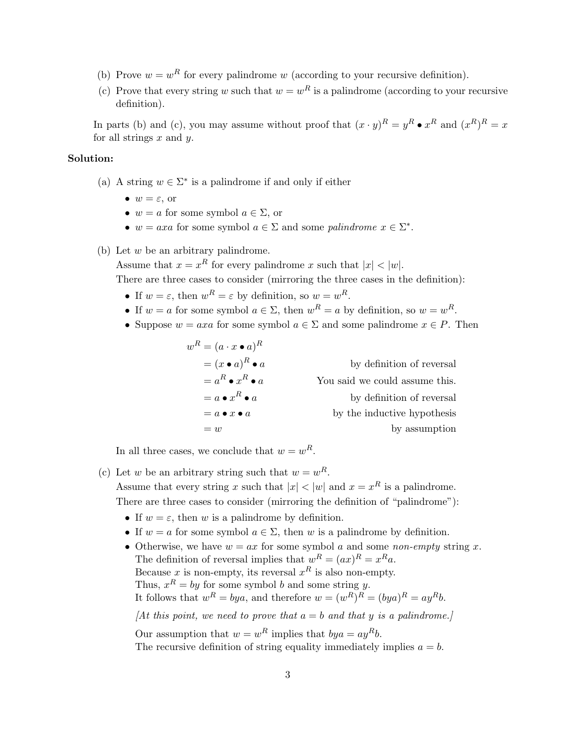(b) Prove $w = w^R$ for every palindrome $w$ (according to your recursive definition).

(c) Prove that every string $w$ such that $w = w^R$ is a palindrome (according to your recursive definition).

In parts (b) and (c), you may assume without proof that $(x \cdot y)^R = y^R \bullet x^R$ and $(x^R)^R = x$ for all strings $x$ and $y$.

**Solution:**

(a) A string $w \in \Sigma^*$ is a palindrome if and only if either

- $w = \varepsilon$, or
- $w = a$ for some symbol $a \in \Sigma$, or
- $w = axa$ for some symbol $a \in \Sigma$ and some *palindrome* $x \in \Sigma^*$.

(b) Let $w$ be an arbitrary palindrome.
Assume that $x = x^R$ for every palindrome $x$ such that $|x| < |w|$.
There are three cases to consider (mirroring the three cases in the definition):

- If $w = \varepsilon$, then $w^R = \varepsilon$ by definition, so $w = w^R$.
- If $w = a$ for some symbol $a \in \Sigma$, then $w^R = a$ by definition, so $w = w^R$.
- Suppose $w = axa$ for some symbol $a \in \Sigma$ and some palindrome $x \in P$. Then

$$
\begin{aligned}
w^R &= (a \cdot x \bullet a)^R \\
&= (x \bullet a)^R \bullet a && \text{by definition of reversal} \\
&= a^R \bullet x^R \bullet a && \text{You said we could assume this.} \\
&= a \bullet x^R \bullet a && \text{by definition of reversal} \\
&= a \bullet x \bullet a && \text{by the inductive hypothesis} \\
&= w && \text{by assumption}
\end{aligned}
$$

In all three cases, we conclude that $w = w^R$.

(c) Let $w$ be an arbitrary string such that $w = w^R$.
Assume that every string $x$ such that $|x| < |w|$ and $x = x^R$ is a palindrome.
There are three cases to consider (mirroring the definition of "palindrome"):

- If $w = \varepsilon$, then $w$ is a palindrome by definition.
- If $w = a$ for some symbol $a \in \Sigma$, then $w$ is a palindrome by definition.
- Otherwise, we have $w = ax$ for some symbol $a$ and some *non-empty* string $x$.
  The definition of reversal implies that $w^R = (ax)^R = x^R a$.
  Because $x$ is non-empty, its reversal $x^R$ is also non-empty.
  Thus, $x^R = by$ for some symbol $b$ and some string $y$.
  It follows that $w^R = bya$, and therefore $w = (w^R)^R = (bya)^R = ay^R b$.

  *[At this point, we need to prove that $a = b$ and that $y$ is a palindrome.]*

  Our assumption that $w = w^R$ implies that $bya = ay^R b$.
  The recursive definition of string equality immediately implies $a = b$.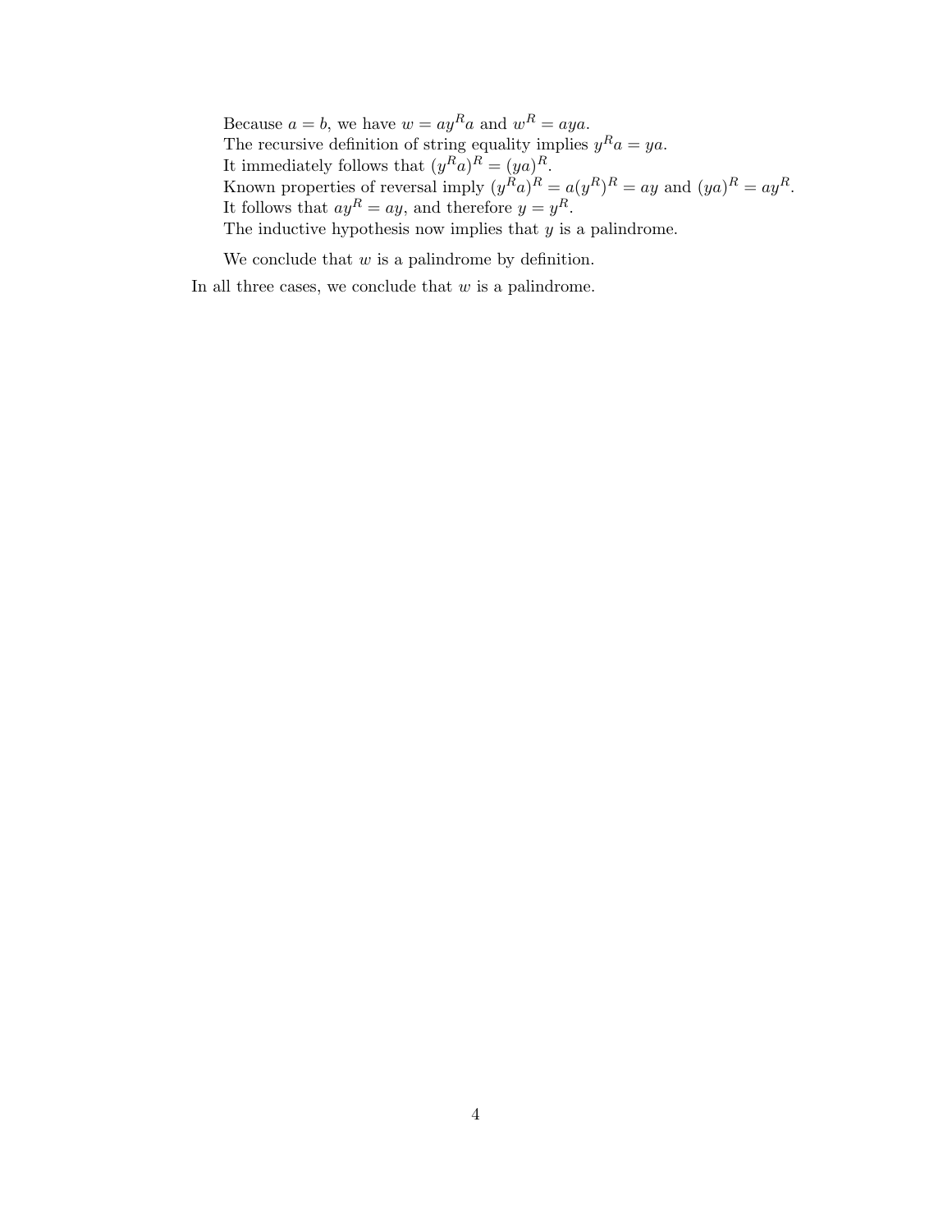Because $a = b$, we have $w = ay^Ra$ and $w^R = aya$.
The recursive definition of string equality implies $y^Ra = ya$.
It immediately follows that $(y^Ra)^R = (ya)^R$.
Known properties of reversal imply $(y^Ra)^R = a(y^R)^R = ay$ and $(ya)^R = ay^R$.
It follows that $ay^R = ay$, and therefore $y = y^R$.
The inductive hypothesis now implies that $y$ is a palindrome.

We conclude that $w$ is a palindrome by definition.

In all three cases, we conclude that $w$ is a palindrome.